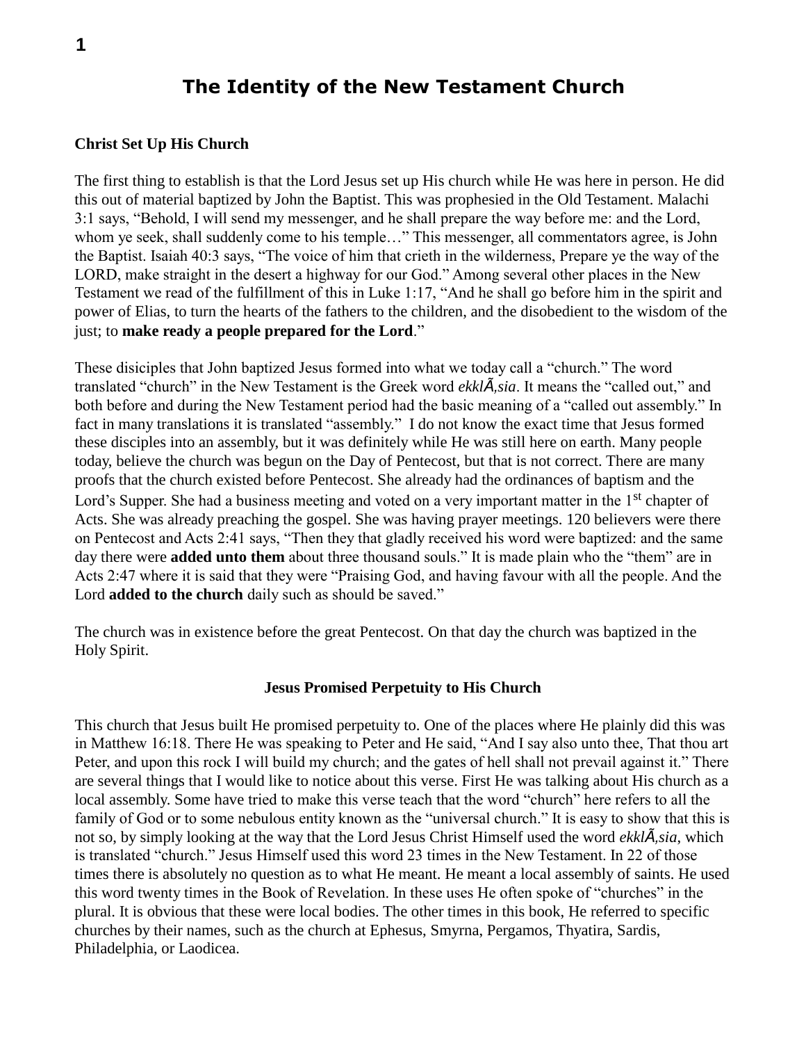# The Identity of the New Testament Church

**Christ Set Up His Church**

The first thing to establish is that the Lord Jesus set up His church while He was here in person. He did this out of material baptized by John the Baptist. This was prophesied in the Old Testament. Malachi 3:1 says, "Behold, I will send my messenger, and he shall prepare the way before me: and the Lord, whom ye seek, shall suddenly come to his temple…" This messenger, all commentators agree, is John the Baptist. Isaiah 40:3 says, "The voice of him that crieth in the wilderness, Prepare ye the way of the LORD, make straight in the desert a highway for our God." Among several other places in the New Testament we read of the fulfillment of this in Luke 1:17, "And he shall go before him in the spirit and power of Elias, to turn the hearts of the fathers to the children, and the disobedient to the wisdom of the just; to **make ready a people prepared for the Lord**."

These disiciples that John baptized Jesus formed into what we today call a "church." The word translated "church" in the New Testament is the Greek word *ekklÃ,sia*. It means the "called out," and both before and during the New Testament period had the basic meaning of a "called out assembly." In fact in many translations it is translated "assembly." I do not know the exact time that Jesus formed these disciples into an assembly, but it was definitely while He was still here on earth. Many people today, believe the church was begun on the Day of Pentecost, but that is not correct. There are many proofs that the church existed before Pentecost. She already had the ordinances of baptism and the Lord's Supper. She had a business meeting and voted on a very important matter in the 1st chapter of Acts. She was already preaching the gospel. She was having prayer meetings. 120 believers were there on Pentecost and Acts 2:41 says, "Then they that gladly received his word were baptized: and the same day there were **added unto them** about three thousand souls." It is made plain who the "them" are in Acts 2:47 where it is said that they were "Praising God, and having favour with all the people. And the Lord **added to the church** daily such as should be saved."

The church was in existence before the great Pentecost. On that day the church was baptized in the Holy Spirit.

**Jesus Promised Perpetuity to His Church**

This church that Jesus built He promised perpetuity to. One of the places where He plainly did this was in Matthew 16:18. There He was speaking to Peter and He said, "And I say also unto thee, That thou art Peter, and upon this rock I will build my church; and the gates of hell shall not prevail against it." There are several things that I would like to notice about this verse. First He was talking about His church as a local assembly. Some have tried to make this verse teach that the word "church" here refers to all the family of God or to some nebulous entity known as the "universal church." It is easy to show that this is not so, by simply looking at the way that the Lord Jesus Christ Himself used the word *ekklÃ,sia,* which is translated "church." Jesus Himself used this word 23 times in the New Testament. In 22 of those times there is absolutely no question as to what He meant. He meant a local assembly of saints. He used this word twenty times in the Book of Revelation. In these uses He often spoke of "churches" in the plural. It is obvious that these were local bodies. The other times in this book, He referred to specific churches by their names, such as the church at Ephesus, Smyrna, Pergamos, Thyatira, Sardis, Philadelphia, or Laodicea.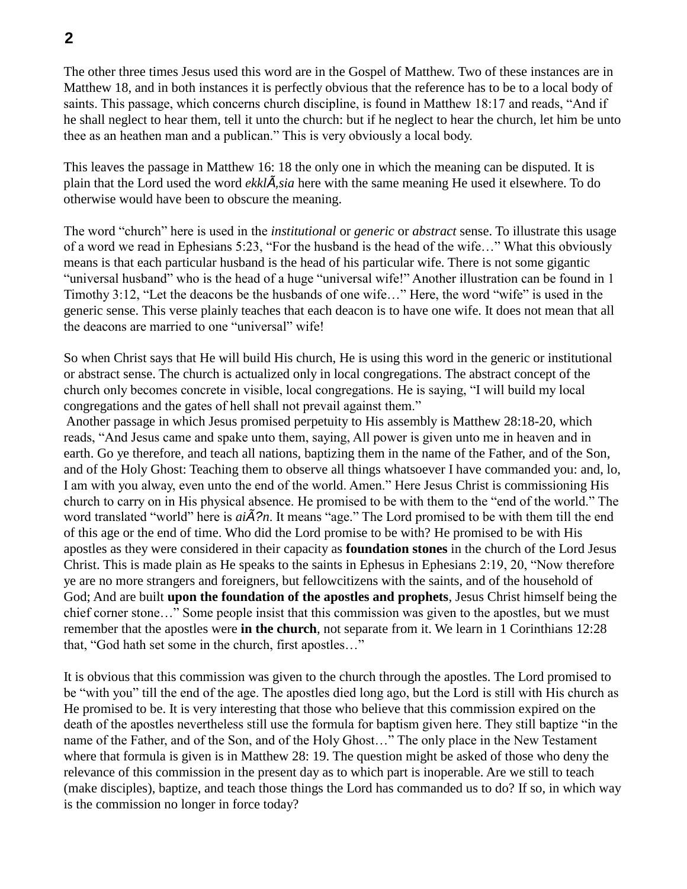The other three times Jesus used this word are in the Gospel of Matthew. Two of these instances are in Matthew 18, and in both instances it is perfectly obvious that the reference has to be to a local body of saints. This passage, which concerns church discipline, is found in Matthew 18:17 and reads, "And if he shall neglect to hear them, tell it unto the church: but if he neglect to hear the church, let him be unto thee as an heathen man and a publican." This is very obviously a local body.

This leaves the passage in Matthew 16: 18 the only one in which the meaning can be disputed. It is plain that the Lord used the word *ekklÃ‚sia* here with the same meaning He used it elsewhere. To do otherwise would have been to obscure the meaning.

The word "church" here is used in the *institutional* or *generic* or *abstract* sense. To illustrate this usage of a word we read in Ephesians 5:23, "For the husband is the head of the wife…" What this obviously means is that each particular husband is the head of his particular wife. There is not some gigantic "universal husband" who is the head of a huge "universal wife!" Another illustration can be found in 1 Timothy 3:12, "Let the deacons be the husbands of one wife…" Here, the word "wife" is used in the generic sense. This verse plainly teaches that each deacon is to have one wife. It does not mean that all the deacons are married to one "universal" wife!

So when Christ says that He will build His church, He is using this word in the generic or institutional or abstract sense. The church is actualized only in local congregations. The abstract concept of the church only becomes concrete in visible, local congregations. He is saying, "I will build my local congregations and the gates of hell shall not prevail against them."

Another passage in which Jesus promised perpetuity to His assembly is Matthew 28:18-20, which reads, "And Jesus came and spake unto them, saying, All power is given unto me in heaven and in earth. Go ye therefore, and teach all nations, baptizing them in the name of the Father, and of the Son, and of the Holy Ghost: Teaching them to observe all things whatsoever I have commanded you: and, lo, I am with you alway, even unto the end of the world. Amen." Here Jesus Christ is commissioning His church to carry on in His physical absence. He promised to be with them to the "end of the world." The word translated "world" here is *aiÃ?n*. It means "age." The Lord promised to be with them till the end of this age or the end of time. Who did the Lord promise to be with? He promised to be with His apostles as they were considered in their capacity as **foundation stones** in the church of the Lord Jesus Christ. This is made plain as He speaks to the saints in Ephesus in Ephesians 2:19, 20, "Now therefore ye are no more strangers and foreigners, but fellowcitizens with the saints, and of the household of God; And are built **upon the foundation of the apostles and prophets**, Jesus Christ himself being the chief corner stone…" Some people insist that this commission was given to the apostles, but we must remember that the apostles were **in the church**, not separate from it. We learn in 1 Corinthians 12:28 that, "God hath set some in the church, first apostles…"

It is obvious that this commission was given to the church through the apostles. The Lord promised to be "with you" till the end of the age. The apostles died long ago, but the Lord is still with His church as He promised to be. It is very interesting that those who believe that this commission expired on the death of the apostles nevertheless still use the formula for baptism given here. They still baptize "in the name of the Father, and of the Son, and of the Holy Ghost…" The only place in the New Testament where that formula is given is in Matthew 28: 19. The question might be asked of those who deny the relevance of this commission in the present day as to which part is inoperable. Are we still to teach (make disciples), baptize, and teach those things the Lord has commanded us to do? If so, in which way is the commission no longer in force today?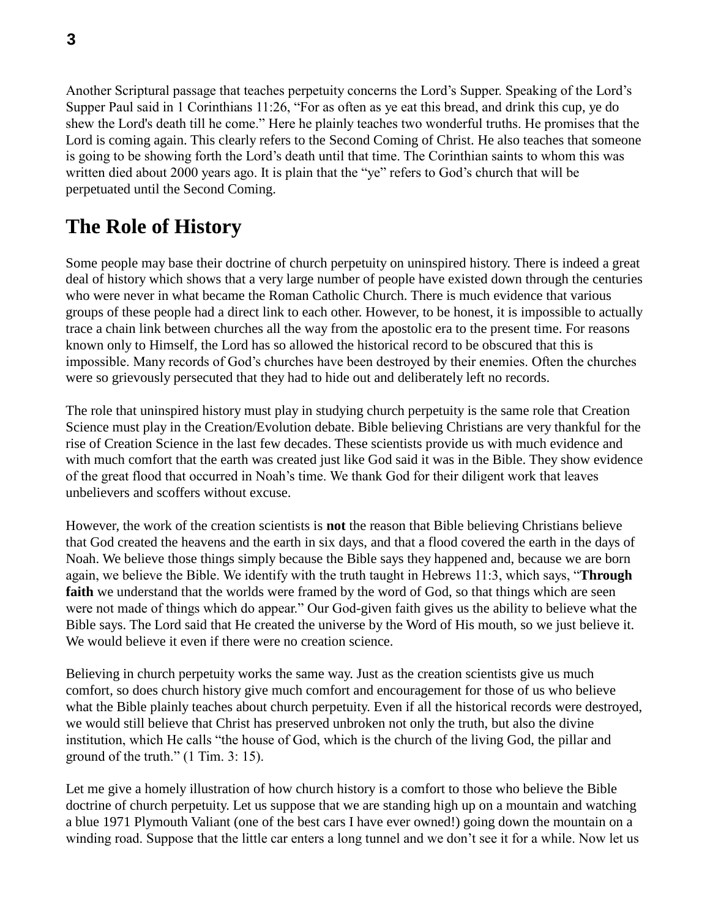Another Scriptural passage that teaches perpetuity concerns the Lord's Supper. Speaking of the Lord's Supper Paul said in 1 Corinthians 11:26, "For as often as ye eat this bread, and drink this cup, ye do shew the Lord's death till he come." Here he plainly teaches two wonderful truths. He promises that the Lord is coming again. This clearly refers to the Second Coming of Christ. He also teaches that someone is going to be showing forth the Lord's death until that time. The Corinthian saints to whom this was written died about 2000 years ago. It is plain that the "ye" refers to God's church that will be perpetuated until the Second Coming.

## The Role of History

Some people may base their doctrine of church perpetuity on uninspired history. There is indeed a great deal of history which shows that a very large number of people have existed down through the centuries who were never in what became the Roman Catholic Church. There is much evidence that various groups of these people had a direct link to each other. However, to be honest, it is impossible to actually trace a chain link between churches all the way from the apostolic era to the present time. For reasons known only to Himself, the Lord has so allowed the historical record to be obscured that this is impossible. Many records of God's churches have been destroyed by their enemies. Often the churches were so grievously persecuted that they had to hide out and deliberately left no records.

The role that uninspired history must play in studying church perpetuity is the same role that Creation Science must play in the Creation/Evolution debate. Bible believing Christians are very thankful for the rise of Creation Science in the last few decades. These scientists provide us with much evidence and with much comfort that the earth was created just like God said it was in the Bible. They show evidence of the great flood that occurred in Noah's time. We thank God for their diligent work that leaves unbelievers and scoffers without excuse.

However, the work of the creation scientists is **not** the reason that Bible believing Christians believe that God created the heavens and the earth in six days, and that a flood covered the earth in the days of Noah. We believe those things simply because the Bible says they happened and, because we are born again, we believe the Bible. We identify with the truth taught in Hebrews 11:3, which says, "**Through faith** we understand that the worlds were framed by the word of God, so that things which are seen were not made of things which do appear." Our God-given faith gives us the ability to believe what the Bible says. The Lord said that He created the universe by the Word of His mouth, so we just believe it. We would believe it even if there were no creation science.

Believing in church perpetuity works the same way. Just as the creation scientists give us much comfort, so does church history give much comfort and encouragement for those of us who believe what the Bible plainly teaches about church perpetuity. Even if all the historical records were destroyed, we would still believe that Christ has preserved unbroken not only the truth, but also the divine institution, which He calls "the house of God, which is the church of the living God, the pillar and ground of the truth." (1 Tim. 3: 15).

Let me give a homely illustration of how church history is a comfort to those who believe the Bible doctrine of church perpetuity. Let us suppose that we are standing high up on a mountain and watching a blue 1971 Plymouth Valiant (one of the best cars I have ever owned!) going down the mountain on a winding road. Suppose that the little car enters a long tunnel and we don't see it for a while. Now let us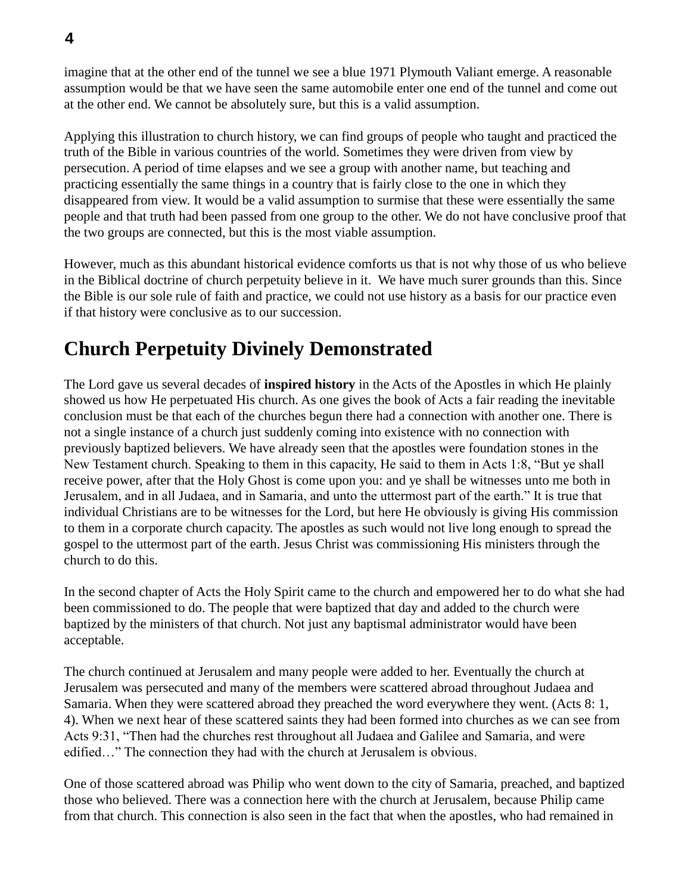imagine that at the other end of the tunnel we see a blue 1971 Plymouth Valiant emerge. A reasonable assumption would be that we have seen the same automobile enter one end of the tunnel and come out at the other end. We cannot be absolutely sure, but this is a valid assumption.

Applying this illustration to church history, we can find groups of people who taught and practiced the truth of the Bible in various countries of the world. Sometimes they were driven from view by persecution. A period of time elapses and we see a group with another name, but teaching and practicing essentially the same things in a country that is fairly close to the one in which they disappeared from view. It would be a valid assumption to surmise that these were essentially the same people and that truth had been passed from one group to the other. We do not have conclusive proof that the two groups are connected, but this is the most viable assumption.

However, much as this abundant historical evidence comforts us that is not why those of us who believe in the Biblical doctrine of church perpetuity believe in it.  We have much surer grounds than this. Since the Bible is our sole rule of faith and practice, we could not use history as a basis for our practice even if that history were conclusive as to our succession.

## Church Perpetuity Divinely Demonstrated

The Lord gave us several decades of **inspired history** in the Acts of the Apostles in which He plainly showed us how He perpetuated His church. As one gives the book of Acts a fair reading the inevitable conclusion must be that each of the churches begun there had a connection with another one. There is not a single instance of a church just suddenly coming into existence with no connection with previously baptized believers. We have already seen that the apostles were foundation stones in the New Testament church. Speaking to them in this capacity, He said to them in Acts 1:8, “But ye shall receive power, after that the Holy Ghost is come upon you: and ye shall be witnesses unto me both in Jerusalem, and in all Judaea, and in Samaria, and unto the uttermost part of the earth.” It is true that individual Christians are to be witnesses for the Lord, but here He obviously is giving His commission to them in a corporate church capacity. The apostles as such would not live long enough to spread the gospel to the uttermost part of the earth. Jesus Christ was commissioning His ministers through the church to do this.

In the second chapter of Acts the Holy Spirit came to the church and empowered her to do what she had been commissioned to do. The people that were baptized that day and added to the church were baptized by the ministers of that church. Not just any baptismal administrator would have been acceptable.

The church continued at Jerusalem and many people were added to her. Eventually the church at Jerusalem was persecuted and many of the members were scattered abroad throughout Judaea and Samaria. When they were scattered abroad they preached the word everywhere they went. (Acts 8: 1, 4). When we next hear of these scattered saints they had been formed into churches as we can see from Acts 9:31, “Then had the churches rest throughout all Judaea and Galilee and Samaria, and were edified…” The connection they had with the church at Jerusalem is obvious.

One of those scattered abroad was Philip who went down to the city of Samaria, preached, and baptized those who believed. There was a connection here with the church at Jerusalem, because Philip came from that church. This connection is also seen in the fact that when the apostles, who had remained in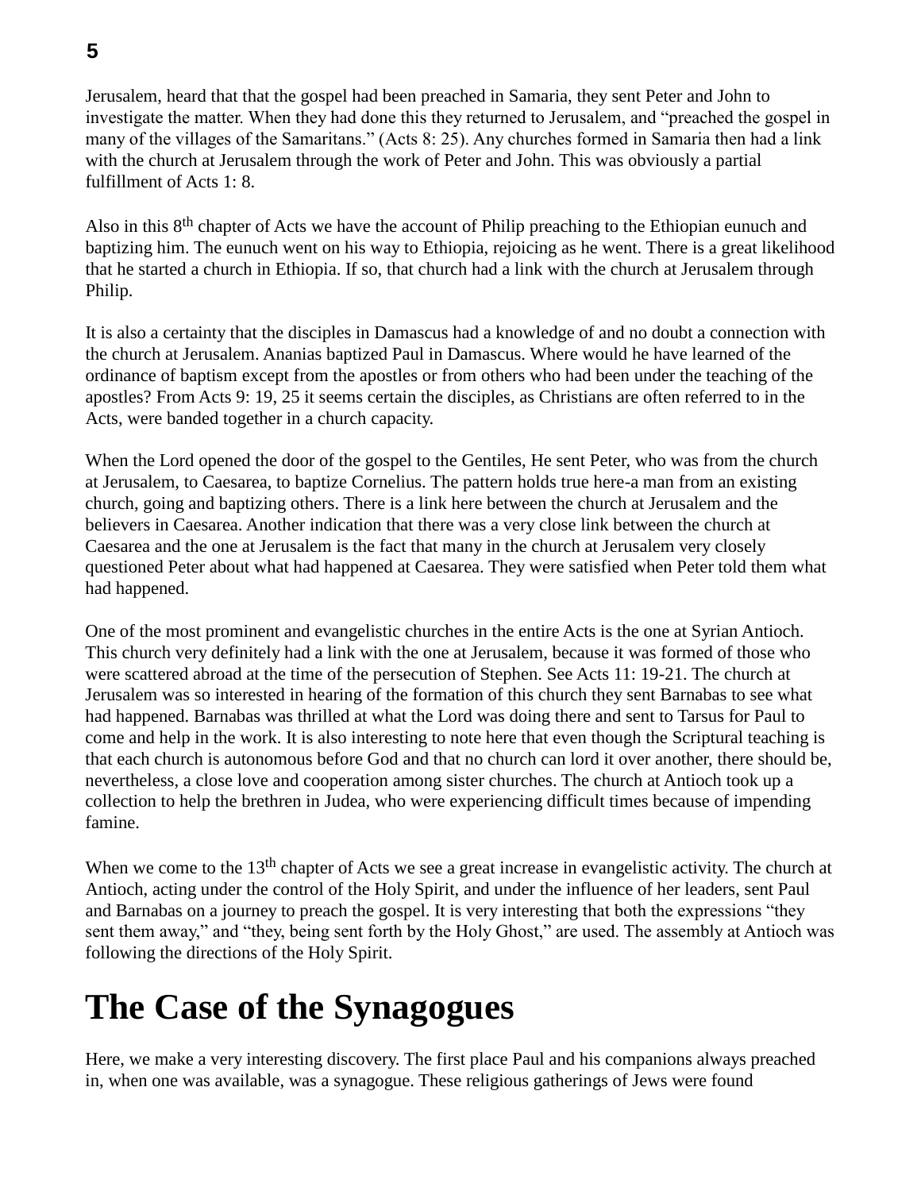Jerusalem, heard that that the gospel had been preached in Samaria, they sent Peter and John to investigate the matter. When they had done this they returned to Jerusalem, and "preached the gospel in many of the villages of the Samaritans." (Acts 8: 25). Any churches formed in Samaria then had a link with the church at Jerusalem through the work of Peter and John. This was obviously a partial fulfillment of Acts 1: 8.

Also in this 8th chapter of Acts we have the account of Philip preaching to the Ethiopian eunuch and baptizing him. The eunuch went on his way to Ethiopia, rejoicing as he went. There is a great likelihood that he started a church in Ethiopia. If so, that church had a link with the church at Jerusalem through Philip.

It is also a certainty that the disciples in Damascus had a knowledge of and no doubt a connection with the church at Jerusalem. Ananias baptized Paul in Damascus. Where would he have learned of the ordinance of baptism except from the apostles or from others who had been under the teaching of the apostles? From Acts 9: 19, 25 it seems certain the disciples, as Christians are often referred to in the Acts, were banded together in a church capacity.

When the Lord opened the door of the gospel to the Gentiles, He sent Peter, who was from the church at Jerusalem, to Caesarea, to baptize Cornelius. The pattern holds true here-a man from an existing church, going and baptizing others. There is a link here between the church at Jerusalem and the believers in Caesarea. Another indication that there was a very close link between the church at Caesarea and the one at Jerusalem is the fact that many in the church at Jerusalem very closely questioned Peter about what had happened at Caesarea. They were satisfied when Peter told them what had happened.

One of the most prominent and evangelistic churches in the entire Acts is the one at Syrian Antioch. This church very definitely had a link with the one at Jerusalem, because it was formed of those who were scattered abroad at the time of the persecution of Stephen. See Acts 11: 19-21. The church at Jerusalem was so interested in hearing of the formation of this church they sent Barnabas to see what had happened. Barnabas was thrilled at what the Lord was doing there and sent to Tarsus for Paul to come and help in the work. It is also interesting to note here that even though the Scriptural teaching is that each church is autonomous before God and that no church can lord it over another, there should be, nevertheless, a close love and cooperation among sister churches. The church at Antioch took up a collection to help the brethren in Judea, who were experiencing difficult times because of impending famine.

When we come to the 13th chapter of Acts we see a great increase in evangelistic activity. The church at Antioch, acting under the control of the Holy Spirit, and under the influence of her leaders, sent Paul and Barnabas on a journey to preach the gospel. It is very interesting that both the expressions "they sent them away," and "they, being sent forth by the Holy Ghost," are used. The assembly at Antioch was following the directions of the Holy Spirit.

# The Case of the Synagogues

Here, we make a very interesting discovery. The first place Paul and his companions always preached in, when one was available, was a synagogue. These religious gatherings of Jews were found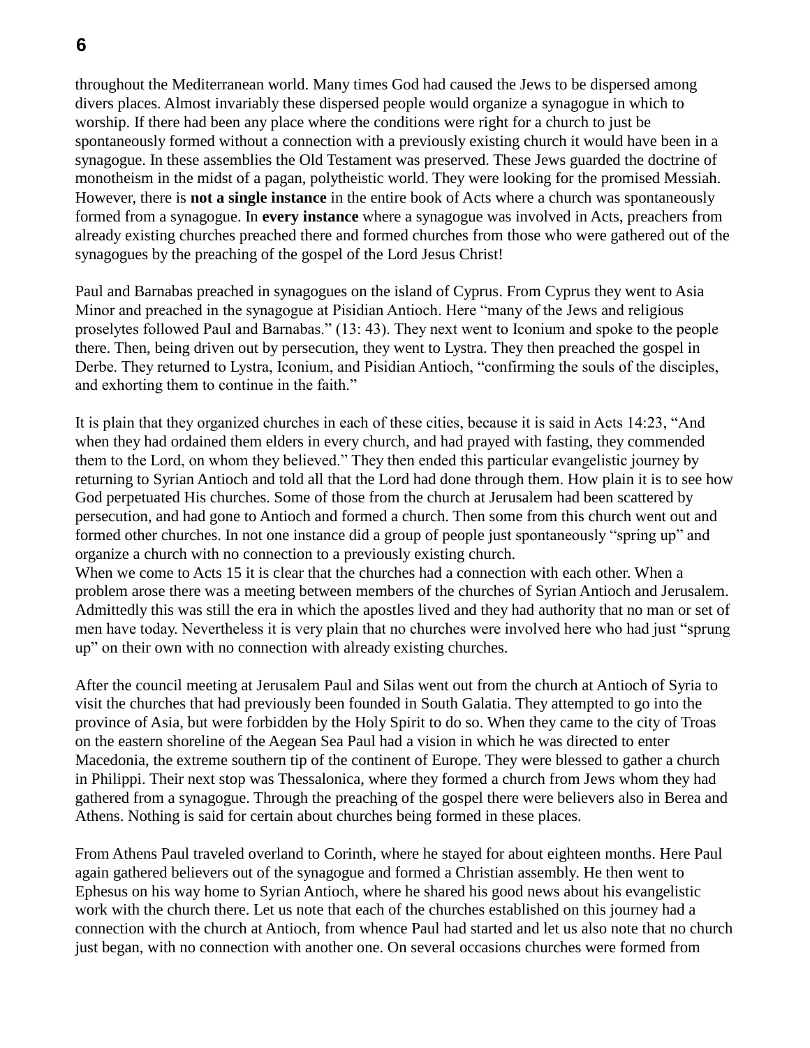throughout the Mediterranean world. Many times God had caused the Jews to be dispersed among divers places. Almost invariably these dispersed people would organize a synagogue in which to worship. If there had been any place where the conditions were right for a church to just be spontaneously formed without a connection with a previously existing church it would have been in a synagogue. In these assemblies the Old Testament was preserved. These Jews guarded the doctrine of monotheism in the midst of a pagan, polytheistic world. They were looking for the promised Messiah. However, there is **not a single instance** in the entire book of Acts where a church was spontaneously formed from a synagogue. In **every instance** where a synagogue was involved in Acts, preachers from already existing churches preached there and formed churches from those who were gathered out of the synagogues by the preaching of the gospel of the Lord Jesus Christ!

Paul and Barnabas preached in synagogues on the island of Cyprus. From Cyprus they went to Asia Minor and preached in the synagogue at Pisidian Antioch. Here "many of the Jews and religious proselytes followed Paul and Barnabas." (13: 43). They next went to Iconium and spoke to the people there. Then, being driven out by persecution, they went to Lystra. They then preached the gospel in Derbe. They returned to Lystra, Iconium, and Pisidian Antioch, "confirming the souls of the disciples, and exhorting them to continue in the faith."

It is plain that they organized churches in each of these cities, because it is said in Acts 14:23, "And when they had ordained them elders in every church, and had prayed with fasting, they commended them to the Lord, on whom they believed." They then ended this particular evangelistic journey by returning to Syrian Antioch and told all that the Lord had done through them. How plain it is to see how God perpetuated His churches. Some of those from the church at Jerusalem had been scattered by persecution, and had gone to Antioch and formed a church. Then some from this church went out and formed other churches. In not one instance did a group of people just spontaneously "spring up" and organize a church with no connection to a previously existing church.
When we come to Acts 15 it is clear that the churches had a connection with each other. When a problem arose there was a meeting between members of the churches of Syrian Antioch and Jerusalem. Admittedly this was still the era in which the apostles lived and they had authority that no man or set of men have today. Nevertheless it is very plain that no churches were involved here who had just "sprung up" on their own with no connection with already existing churches.

After the council meeting at Jerusalem Paul and Silas went out from the church at Antioch of Syria to visit the churches that had previously been founded in South Galatia. They attempted to go into the province of Asia, but were forbidden by the Holy Spirit to do so. When they came to the city of Troas on the eastern shoreline of the Aegean Sea Paul had a vision in which he was directed to enter Macedonia, the extreme southern tip of the continent of Europe. They were blessed to gather a church in Philippi. Their next stop was Thessalonica, where they formed a church from Jews whom they had gathered from a synagogue. Through the preaching of the gospel there were believers also in Berea and Athens. Nothing is said for certain about churches being formed in these places.

From Athens Paul traveled overland to Corinth, where he stayed for about eighteen months. Here Paul again gathered believers out of the synagogue and formed a Christian assembly. He then went to Ephesus on his way home to Syrian Antioch, where he shared his good news about his evangelistic work with the church there. Let us note that each of the churches established on this journey had a connection with the church at Antioch, from whence Paul had started and let us also note that no church just began, with no connection with another one. On several occasions churches were formed from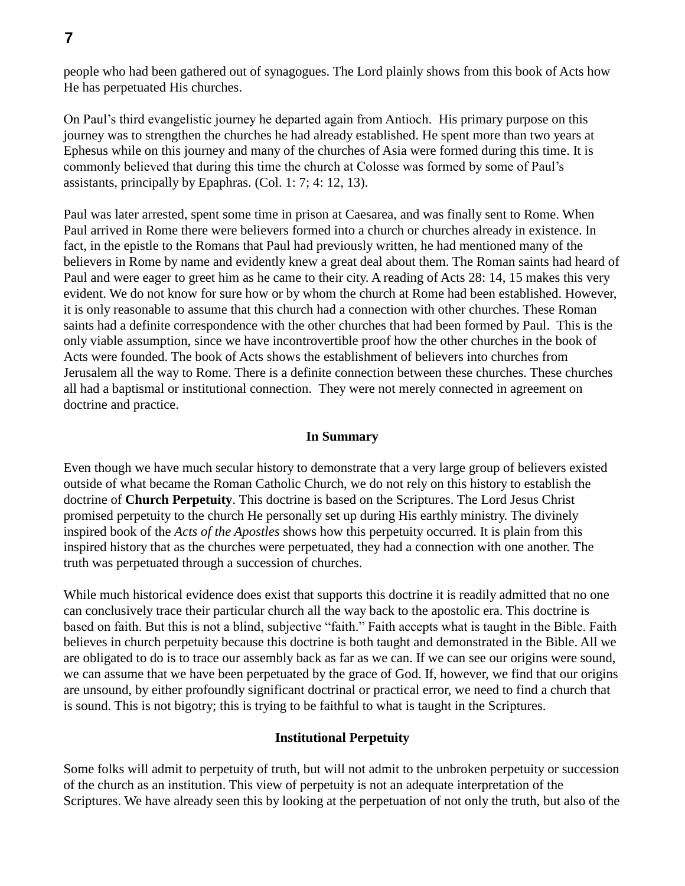people who had been gathered out of synagogues. The Lord plainly shows from this book of Acts how He has perpetuated His churches.

On Paul's third evangelistic journey he departed again from Antioch. His primary purpose on this journey was to strengthen the churches he had already established. He spent more than two years at Ephesus while on this journey and many of the churches of Asia were formed during this time. It is commonly believed that during this time the church at Colosse was formed by some of Paul's assistants, principally by Epaphras. (Col. 1: 7; 4: 12, 13).

Paul was later arrested, spent some time in prison at Caesarea, and was finally sent to Rome. When Paul arrived in Rome there were believers formed into a church or churches already in existence. In fact, in the epistle to the Romans that Paul had previously written, he had mentioned many of the believers in Rome by name and evidently knew a great deal about them. The Roman saints had heard of Paul and were eager to greet him as he came to their city. A reading of Acts 28: 14, 15 makes this very evident. We do not know for sure how or by whom the church at Rome had been established. However, it is only reasonable to assume that this church had a connection with other churches. These Roman saints had a definite correspondence with the other churches that had been formed by Paul. This is the only viable assumption, since we have incontrovertible proof how the other churches in the book of Acts were founded. The book of Acts shows the establishment of believers into churches from Jerusalem all the way to Rome. There is a definite connection between these churches. These churches all had a baptismal or institutional connection. They were not merely connected in agreement on doctrine and practice.

### In Summary

Even though we have much secular history to demonstrate that a very large group of believers existed outside of what became the Roman Catholic Church, we do not rely on this history to establish the doctrine of **Church Perpetuity**. This doctrine is based on the Scriptures. The Lord Jesus Christ promised perpetuity to the church He personally set up during His earthly ministry. The divinely inspired book of the *Acts of the Apostles* shows how this perpetuity occurred. It is plain from this inspired history that as the churches were perpetuated, they had a connection with one another. The truth was perpetuated through a succession of churches.

While much historical evidence does exist that supports this doctrine it is readily admitted that no one can conclusively trace their particular church all the way back to the apostolic era. This doctrine is based on faith. But this is not a blind, subjective "faith." Faith accepts what is taught in the Bible. Faith believes in church perpetuity because this doctrine is both taught and demonstrated in the Bible. All we are obligated to do is to trace our assembly back as far as we can. If we can see our origins were sound, we can assume that we have been perpetuated by the grace of God. If, however, we find that our origins are unsound, by either profoundly significant doctrinal or practical error, we need to find a church that is sound. This is not bigotry; this is trying to be faithful to what is taught in the Scriptures.

### Institutional Perpetuity

Some folks will admit to perpetuity of truth, but will not admit to the unbroken perpetuity or succession of the church as an institution. This view of perpetuity is not an adequate interpretation of the Scriptures. We have already seen this by looking at the perpetuation of not only the truth, but also of the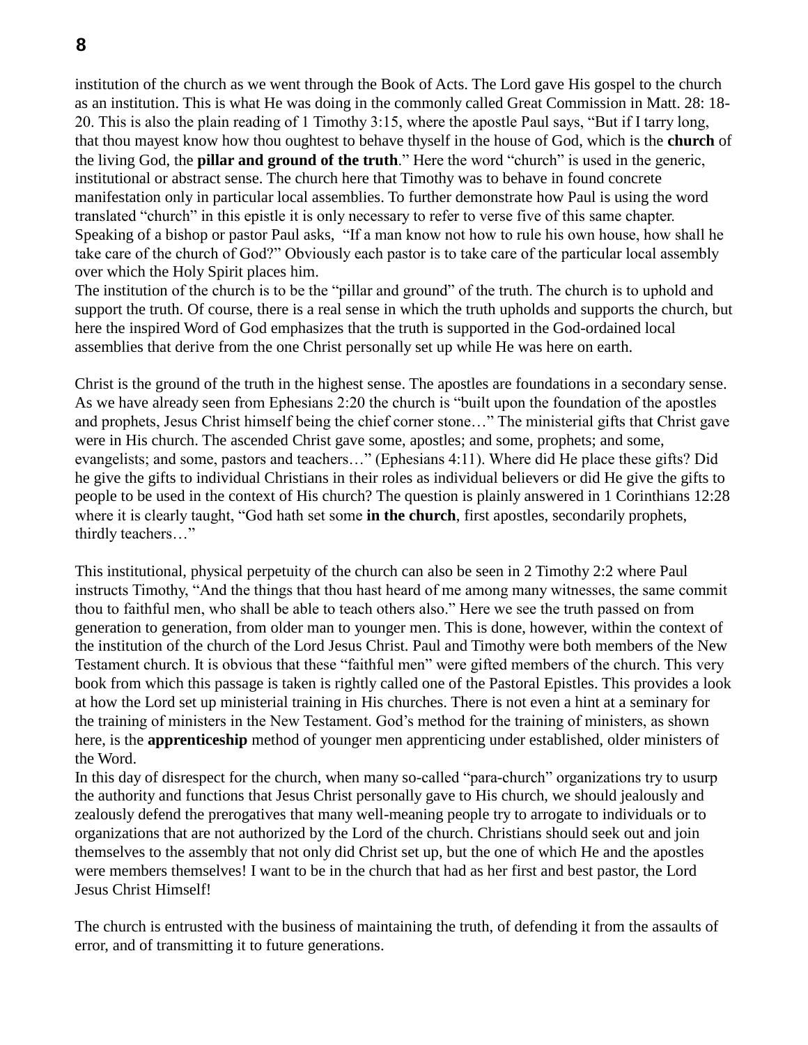institution of the church as we went through the Book of Acts. The Lord gave His gospel to the church as an institution. This is what He was doing in the commonly called Great Commission in Matt. 28: 18-20. This is also the plain reading of 1 Timothy 3:15, where the apostle Paul says, "But if I tarry long, that thou mayest know how thou oughtest to behave thyself in the house of God, which is the **church** of the living God, the **pillar and ground of the truth**." Here the word "church" is used in the generic, institutional or abstract sense. The church here that Timothy was to behave in found concrete manifestation only in particular local assemblies. To further demonstrate how Paul is using the word translated "church" in this epistle it is only necessary to refer to verse five of this same chapter. Speaking of a bishop or pastor Paul asks, "If a man know not how to rule his own house, how shall he take care of the church of God?" Obviously each pastor is to take care of the particular local assembly over which the Holy Spirit places him.

The institution of the church is to be the "pillar and ground" of the truth. The church is to uphold and support the truth. Of course, there is a real sense in which the truth upholds and supports the church, but here the inspired Word of God emphasizes that the truth is supported in the God-ordained local assemblies that derive from the one Christ personally set up while He was here on earth.

Christ is the ground of the truth in the highest sense. The apostles are foundations in a secondary sense. As we have already seen from Ephesians 2:20 the church is "built upon the foundation of the apostles and prophets, Jesus Christ himself being the chief corner stone…" The ministerial gifts that Christ gave were in His church. The ascended Christ gave some, apostles; and some, prophets; and some, evangelists; and some, pastors and teachers…" (Ephesians 4:11). Where did He place these gifts? Did he give the gifts to individual Christians in their roles as individual believers or did He give the gifts to people to be used in the context of His church? The question is plainly answered in 1 Corinthians 12:28 where it is clearly taught, "God hath set some **in the church**, first apostles, secondarily prophets, thirdly teachers…"

This institutional, physical perpetuity of the church can also be seen in 2 Timothy 2:2 where Paul instructs Timothy, "And the things that thou hast heard of me among many witnesses, the same commit thou to faithful men, who shall be able to teach others also." Here we see the truth passed on from generation to generation, from older man to younger men. This is done, however, within the context of the institution of the church of the Lord Jesus Christ. Paul and Timothy were both members of the New Testament church. It is obvious that these "faithful men" were gifted members of the church. This very book from which this passage is taken is rightly called one of the Pastoral Epistles. This provides a look at how the Lord set up ministerial training in His churches. There is not even a hint at a seminary for the training of ministers in the New Testament. God's method for the training of ministers, as shown here, is the **apprenticeship** method of younger men apprenticing under established, older ministers of the Word.

In this day of disrespect for the church, when many so-called "para-church" organizations try to usurp the authority and functions that Jesus Christ personally gave to His church, we should jealously and zealously defend the prerogatives that many well-meaning people try to arrogate to individuals or to organizations that are not authorized by the Lord of the church. Christians should seek out and join themselves to the assembly that not only did Christ set up, but the one of which He and the apostles were members themselves! I want to be in the church that had as her first and best pastor, the Lord Jesus Christ Himself!

The church is entrusted with the business of maintaining the truth, of defending it from the assaults of error, and of transmitting it to future generations.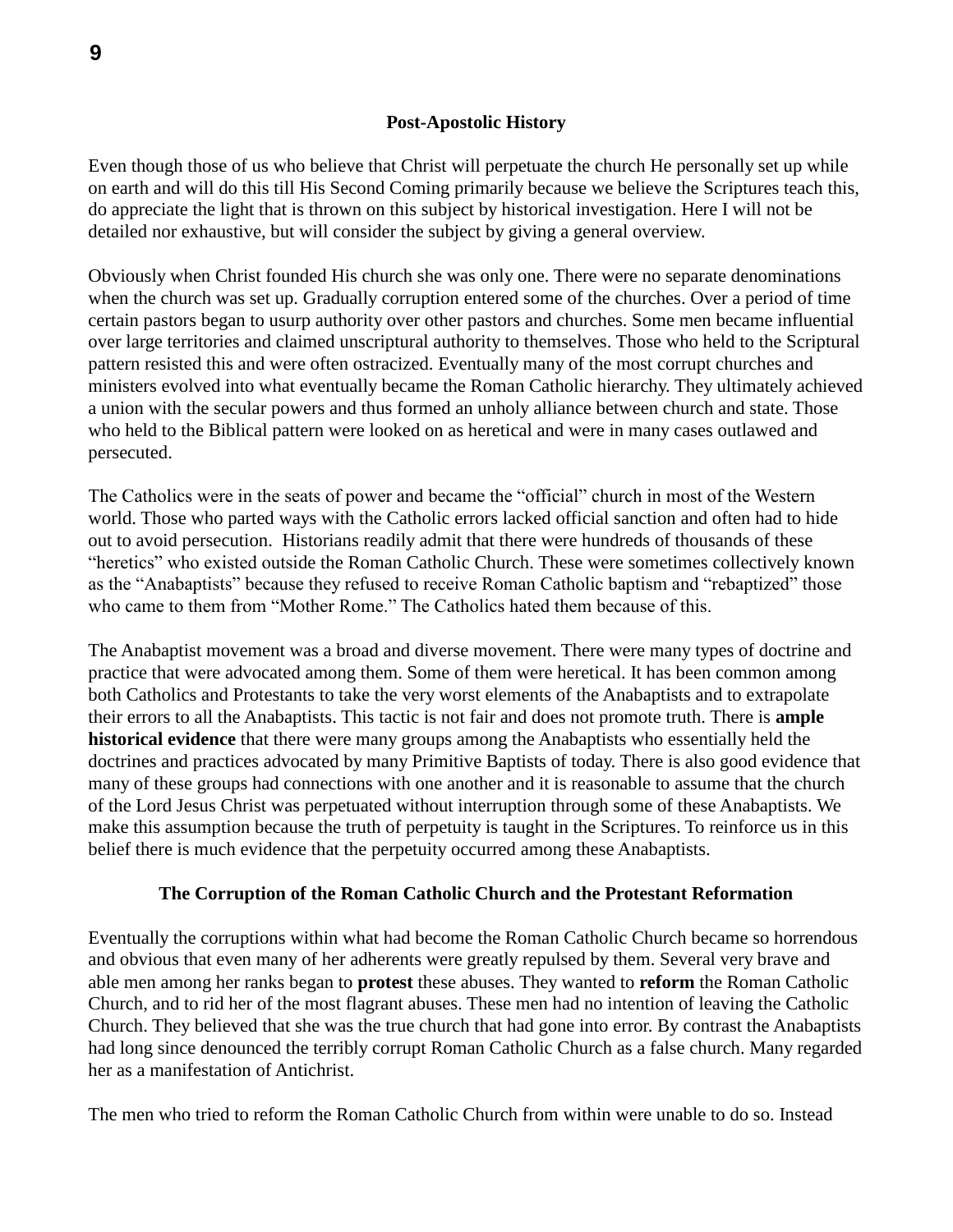## Post-Apostolic History

Even though those of us who believe that Christ will perpetuate the church He personally set up while on earth and will do this till His Second Coming primarily because we believe the Scriptures teach this, do appreciate the light that is thrown on this subject by historical investigation. Here I will not be detailed nor exhaustive, but will consider the subject by giving a general overview.

Obviously when Christ founded His church she was only one. There were no separate denominations when the church was set up. Gradually corruption entered some of the churches. Over a period of time certain pastors began to usurp authority over other pastors and churches. Some men became influential over large territories and claimed unscriptural authority to themselves. Those who held to the Scriptural pattern resisted this and were often ostracized. Eventually many of the most corrupt churches and ministers evolved into what eventually became the Roman Catholic hierarchy. They ultimately achieved a union with the secular powers and thus formed an unholy alliance between church and state. Those who held to the Biblical pattern were looked on as heretical and were in many cases outlawed and persecuted.

The Catholics were in the seats of power and became the "official" church in most of the Western world. Those who parted ways with the Catholic errors lacked official sanction and often had to hide out to avoid persecution. Historians readily admit that there were hundreds of thousands of these "heretics" who existed outside the Roman Catholic Church. These were sometimes collectively known as the "Anabaptists" because they refused to receive Roman Catholic baptism and "rebaptized" those who came to them from "Mother Rome." The Catholics hated them because of this.

The Anabaptist movement was a broad and diverse movement. There were many types of doctrine and practice that were advocated among them. Some of them were heretical. It has been common among both Catholics and Protestants to take the very worst elements of the Anabaptists and to extrapolate their errors to all the Anabaptists. This tactic is not fair and does not promote truth. There is **ample historical evidence** that there were many groups among the Anabaptists who essentially held the doctrines and practices advocated by many Primitive Baptists of today. There is also good evidence that many of these groups had connections with one another and it is reasonable to assume that the church of the Lord Jesus Christ was perpetuated without interruption through some of these Anabaptists. We make this assumption because the truth of perpetuity is taught in the Scriptures. To reinforce us in this belief there is much evidence that the perpetuity occurred among these Anabaptists.

## The Corruption of the Roman Catholic Church and the Protestant Reformation

Eventually the corruptions within what had become the Roman Catholic Church became so horrendous and obvious that even many of her adherents were greatly repulsed by them. Several very brave and able men among her ranks began to **protest** these abuses. They wanted to **reform** the Roman Catholic Church, and to rid her of the most flagrant abuses. These men had no intention of leaving the Catholic Church. They believed that she was the true church that had gone into error. By contrast the Anabaptists had long since denounced the terribly corrupt Roman Catholic Church as a false church. Many regarded her as a manifestation of Antichrist.

The men who tried to reform the Roman Catholic Church from within were unable to do so. Instead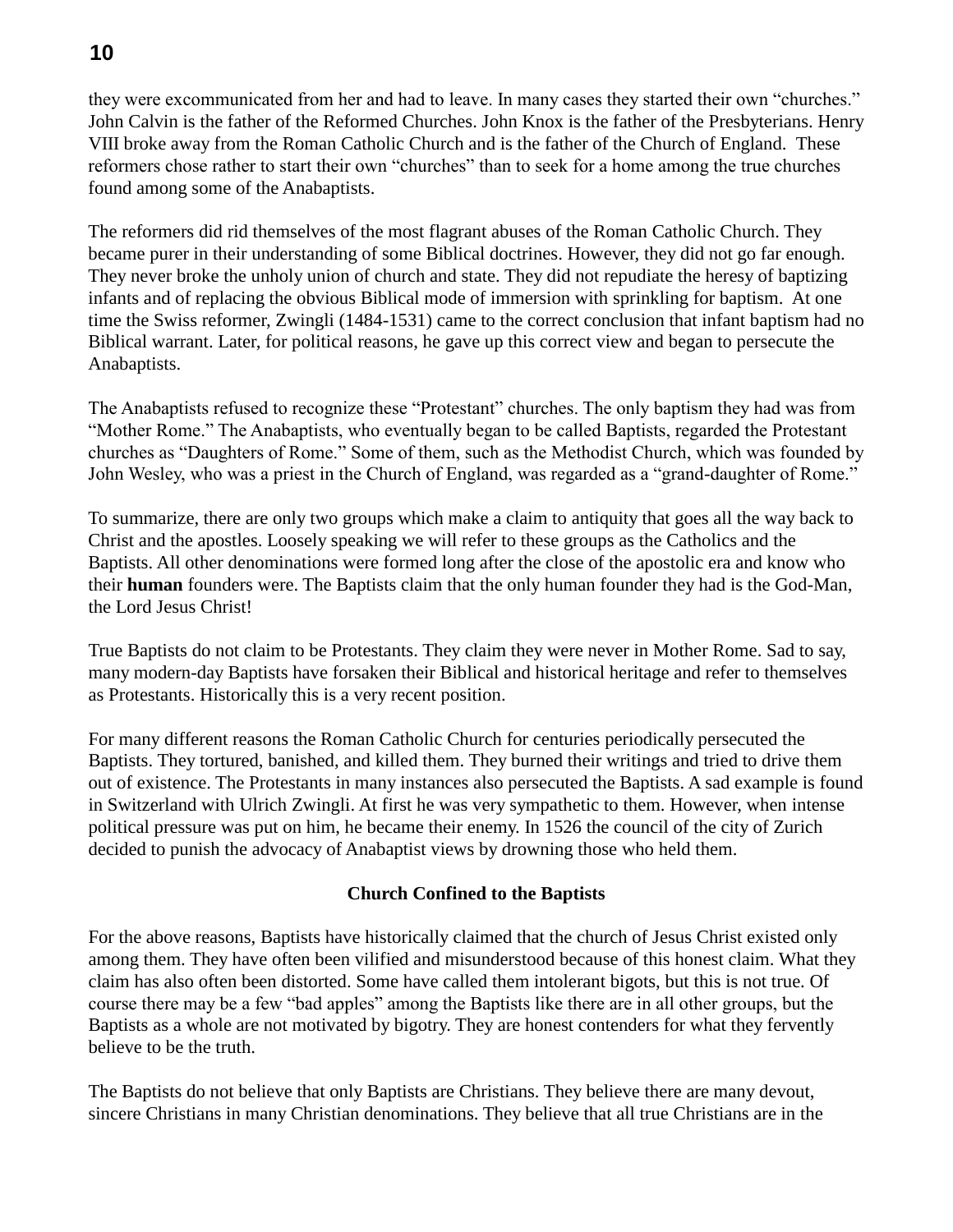they were excommunicated from her and had to leave. In many cases they started their own "churches." John Calvin is the father of the Reformed Churches. John Knox is the father of the Presbyterians. Henry VIII broke away from the Roman Catholic Church and is the father of the Church of England. These reformers chose rather to start their own "churches" than to seek for a home among the true churches found among some of the Anabaptists.

The reformers did rid themselves of the most flagrant abuses of the Roman Catholic Church. They became purer in their understanding of some Biblical doctrines. However, they did not go far enough. They never broke the unholy union of church and state. They did not repudiate the heresy of baptizing infants and of replacing the obvious Biblical mode of immersion with sprinkling for baptism. At one time the Swiss reformer, Zwingli (1484-1531) came to the correct conclusion that infant baptism had no Biblical warrant. Later, for political reasons, he gave up this correct view and began to persecute the Anabaptists.

The Anabaptists refused to recognize these "Protestant" churches. The only baptism they had was from "Mother Rome." The Anabaptists, who eventually began to be called Baptists, regarded the Protestant churches as "Daughters of Rome." Some of them, such as the Methodist Church, which was founded by John Wesley, who was a priest in the Church of England, was regarded as a "grand-daughter of Rome."

To summarize, there are only two groups which make a claim to antiquity that goes all the way back to Christ and the apostles. Loosely speaking we will refer to these groups as the Catholics and the Baptists. All other denominations were formed long after the close of the apostolic era and know who their **human** founders were. The Baptists claim that the only human founder they had is the God-Man, the Lord Jesus Christ!

True Baptists do not claim to be Protestants. They claim they were never in Mother Rome. Sad to say, many modern-day Baptists have forsaken their Biblical and historical heritage and refer to themselves as Protestants. Historically this is a very recent position.

For many different reasons the Roman Catholic Church for centuries periodically persecuted the Baptists. They tortured, banished, and killed them. They burned their writings and tried to drive them out of existence. The Protestants in many instances also persecuted the Baptists. A sad example is found in Switzerland with Ulrich Zwingli. At first he was very sympathetic to them. However, when intense political pressure was put on him, he became their enemy. In 1526 the council of the city of Zurich decided to punish the advocacy of Anabaptist views by drowning those who held them.

### Church Confined to the Baptists

For the above reasons, Baptists have historically claimed that the church of Jesus Christ existed only among them. They have often been vilified and misunderstood because of this honest claim. What they claim has also often been distorted. Some have called them intolerant bigots, but this is not true. Of course there may be a few "bad apples" among the Baptists like there are in all other groups, but the Baptists as a whole are not motivated by bigotry. They are honest contenders for what they fervently believe to be the truth.

The Baptists do not believe that only Baptists are Christians. They believe there are many devout, sincere Christians in many Christian denominations. They believe that all true Christians are in the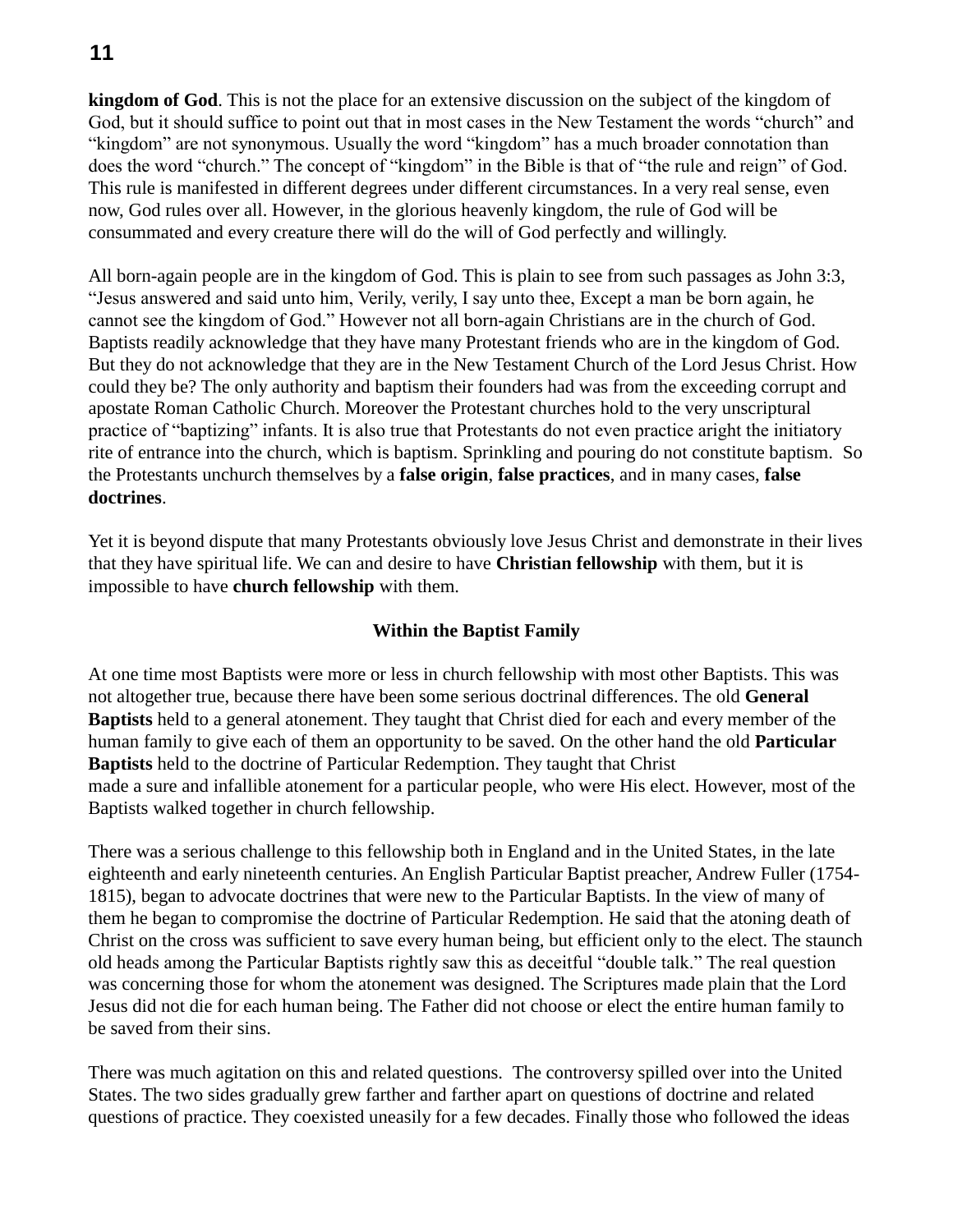**kingdom of God**. This is not the place for an extensive discussion on the subject of the kingdom of God, but it should suffice to point out that in most cases in the New Testament the words “church” and “kingdom” are not synonymous. Usually the word “kingdom” has a much broader connotation than does the word “church.” The concept of “kingdom” in the Bible is that of “the rule and reign” of God. This rule is manifested in different degrees under different circumstances. In a very real sense, even now, God rules over all. However, in the glorious heavenly kingdom, the rule of God will be consummated and every creature there will do the will of God perfectly and willingly.

All born-again people are in the kingdom of God. This is plain to see from such passages as John 3:3, “Jesus answered and said unto him, Verily, verily, I say unto thee, Except a man be born again, he cannot see the kingdom of God.” However not all born-again Christians are in the church of God. Baptists readily acknowledge that they have many Protestant friends who are in the kingdom of God. But they do not acknowledge that they are in the New Testament Church of the Lord Jesus Christ. How could they be? The only authority and baptism their founders had was from the exceeding corrupt and apostate Roman Catholic Church. Moreover the Protestant churches hold to the very unscriptural practice of “baptizing” infants. It is also true that Protestants do not even practice aright the initiatory rite of entrance into the church, which is baptism. Sprinkling and pouring do not constitute baptism. So the Protestants unchurch themselves by a **false origin**, **false practices**, and in many cases, **false doctrines**.

Yet it is beyond dispute that many Protestants obviously love Jesus Christ and demonstrate in their lives that they have spiritual life. We can and desire to have **Christian fellowship** with them, but it is impossible to have **church fellowship** with them.

**Within the Baptist Family**

At one time most Baptists were more or less in church fellowship with most other Baptists. This was not altogether true, because there have been some serious doctrinal differences. The old **General Baptists** held to a general atonement. They taught that Christ died for each and every member of the human family to give each of them an opportunity to be saved. On the other hand the old **Particular Baptists** held to the doctrine of Particular Redemption. They taught that Christ made a sure and infallible atonement for a particular people, who were His elect. However, most of the Baptists walked together in church fellowship.

There was a serious challenge to this fellowship both in England and in the United States, in the late eighteenth and early nineteenth centuries. An English Particular Baptist preacher, Andrew Fuller (1754-1815), began to advocate doctrines that were new to the Particular Baptists. In the view of many of them he began to compromise the doctrine of Particular Redemption. He said that the atoning death of Christ on the cross was sufficient to save every human being, but efficient only to the elect. The staunch old heads among the Particular Baptists rightly saw this as deceitful “double talk.” The real question was concerning those for whom the atonement was designed. The Scriptures made plain that the Lord Jesus did not die for each human being. The Father did not choose or elect the entire human family to be saved from their sins.

There was much agitation on this and related questions. The controversy spilled over into the United States. The two sides gradually grew farther and farther apart on questions of doctrine and related questions of practice. They coexisted uneasily for a few decades. Finally those who followed the ideas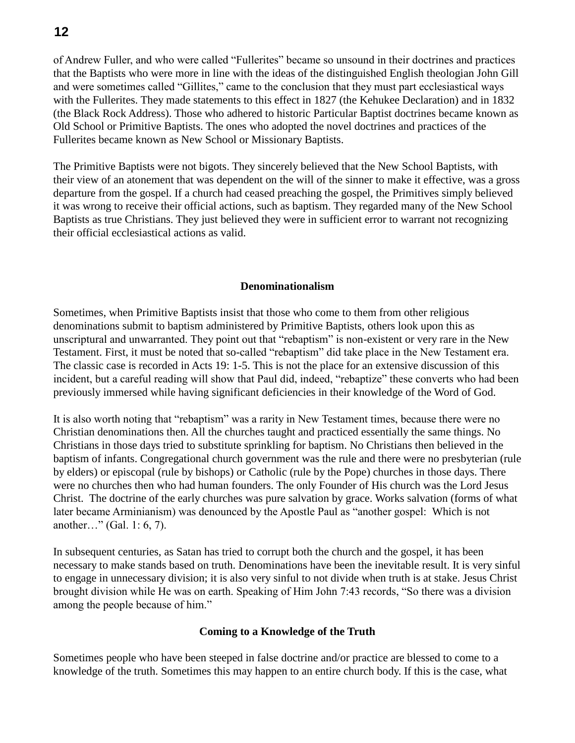of Andrew Fuller, and who were called "Fullerites" became so unsound in their doctrines and practices that the Baptists who were more in line with the ideas of the distinguished English theologian John Gill and were sometimes called "Gillites," came to the conclusion that they must part ecclesiastical ways with the Fullerites. They made statements to this effect in 1827 (the Kehukee Declaration) and in 1832 (the Black Rock Address). Those who adhered to historic Particular Baptist doctrines became known as Old School or Primitive Baptists. The ones who adopted the novel doctrines and practices of the Fullerites became known as New School or Missionary Baptists.

The Primitive Baptists were not bigots. They sincerely believed that the New School Baptists, with their view of an atonement that was dependent on the will of the sinner to make it effective, was a gross departure from the gospel. If a church had ceased preaching the gospel, the Primitives simply believed it was wrong to receive their official actions, such as baptism. They regarded many of the New School Baptists as true Christians. They just believed they were in sufficient error to warrant not recognizing their official ecclesiastical actions as valid.

**Denominationalism**

Sometimes, when Primitive Baptists insist that those who come to them from other religious denominations submit to baptism administered by Primitive Baptists, others look upon this as unscriptural and unwarranted. They point out that "rebaptism" is non-existent or very rare in the New Testament. First, it must be noted that so-called "rebaptism" did take place in the New Testament era. The classic case is recorded in Acts 19: 1-5. This is not the place for an extensive discussion of this incident, but a careful reading will show that Paul did, indeed, "rebaptize" these converts who had been previously immersed while having significant deficiencies in their knowledge of the Word of God.

It is also worth noting that "rebaptism" was a rarity in New Testament times, because there were no Christian denominations then. All the churches taught and practiced essentially the same things. No Christians in those days tried to substitute sprinkling for baptism. No Christians then believed in the baptism of infants. Congregational church government was the rule and there were no presbyterian (rule by elders) or episcopal (rule by bishops) or Catholic (rule by the Pope) churches in those days. There were no churches then who had human founders. The only Founder of His church was the Lord Jesus Christ. The doctrine of the early churches was pure salvation by grace. Works salvation (forms of what later became Arminianism) was denounced by the Apostle Paul as "another gospel: Which is not another…" (Gal. 1: 6, 7).

In subsequent centuries, as Satan has tried to corrupt both the church and the gospel, it has been necessary to make stands based on truth. Denominations have been the inevitable result. It is very sinful to engage in unnecessary division; it is also very sinful to not divide when truth is at stake. Jesus Christ brought division while He was on earth. Speaking of Him John 7:43 records, "So there was a division among the people because of him."

**Coming to a Knowledge of the Truth**

Sometimes people who have been steeped in false doctrine and/or practice are blessed to come to a knowledge of the truth. Sometimes this may happen to an entire church body. If this is the case, what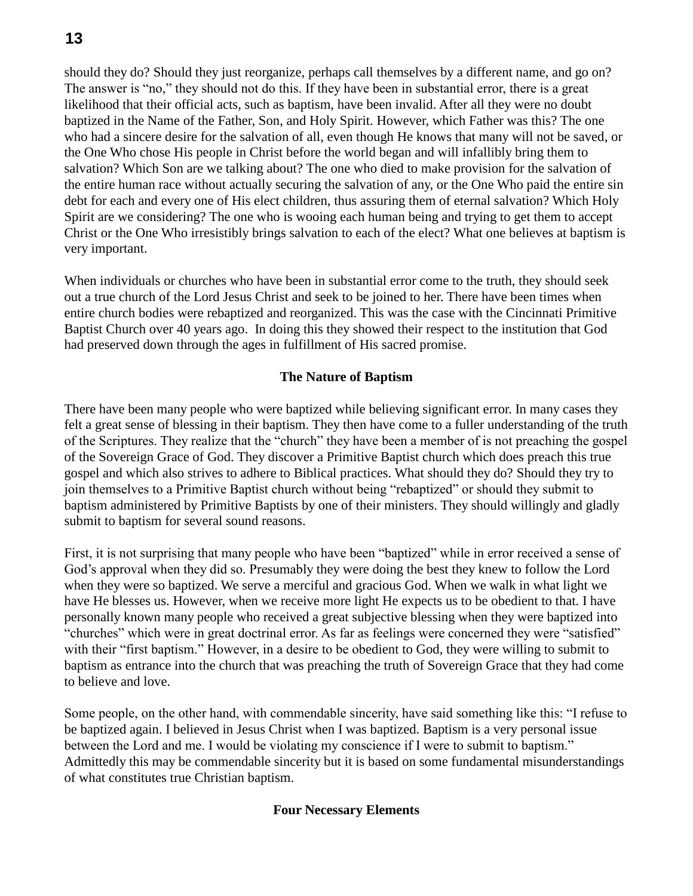should they do? Should they just reorganize, perhaps call themselves by a different name, and go on? The answer is "no," they should not do this. If they have been in substantial error, there is a great likelihood that their official acts, such as baptism, have been invalid. After all they were no doubt baptized in the Name of the Father, Son, and Holy Spirit. However, which Father was this? The one who had a sincere desire for the salvation of all, even though He knows that many will not be saved, or the One Who chose His people in Christ before the world began and will infallibly bring them to salvation? Which Son are we talking about? The one who died to make provision for the salvation of the entire human race without actually securing the salvation of any, or the One Who paid the entire sin debt for each and every one of His elect children, thus assuring them of eternal salvation? Which Holy Spirit are we considering? The one who is wooing each human being and trying to get them to accept Christ or the One Who irresistibly brings salvation to each of the elect? What one believes at baptism is very important.

When individuals or churches who have been in substantial error come to the truth, they should seek out a true church of the Lord Jesus Christ and seek to be joined to her. There have been times when entire church bodies were rebaptized and reorganized. This was the case with the Cincinnati Primitive Baptist Church over 40 years ago. In doing this they showed their respect to the institution that God had preserved down through the ages in fulfillment of His sacred promise.

### The Nature of Baptism

There have been many people who were baptized while believing significant error. In many cases they felt a great sense of blessing in their baptism. They then have come to a fuller understanding of the truth of the Scriptures. They realize that the "church" they have been a member of is not preaching the gospel of the Sovereign Grace of God. They discover a Primitive Baptist church which does preach this true gospel and which also strives to adhere to Biblical practices. What should they do? Should they try to join themselves to a Primitive Baptist church without being "rebaptized" or should they submit to baptism administered by Primitive Baptists by one of their ministers. They should willingly and gladly submit to baptism for several sound reasons.

First, it is not surprising that many people who have been "baptized" while in error received a sense of God's approval when they did so. Presumably they were doing the best they knew to follow the Lord when they were so baptized. We serve a merciful and gracious God. When we walk in what light we have He blesses us. However, when we receive more light He expects us to be obedient to that. I have personally known many people who received a great subjective blessing when they were baptized into "churches" which were in great doctrinal error. As far as feelings were concerned they were "satisfied" with their "first baptism." However, in a desire to be obedient to God, they were willing to submit to baptism as entrance into the church that was preaching the truth of Sovereign Grace that they had come to believe and love.

Some people, on the other hand, with commendable sincerity, have said something like this: "I refuse to be baptized again. I believed in Jesus Christ when I was baptized. Baptism is a very personal issue between the Lord and me. I would be violating my conscience if I were to submit to baptism." Admittedly this may be commendable sincerity but it is based on some fundamental misunderstandings of what constitutes true Christian baptism.

### Four Necessary Elements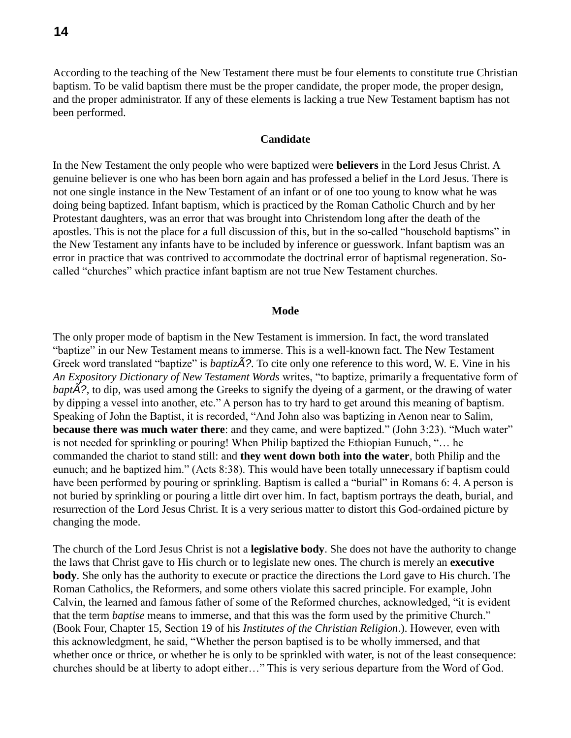According to the teaching of the New Testament there must be four elements to constitute true Christian baptism. To be valid baptism there must be the proper candidate, the proper mode, the proper design, and the proper administrator. If any of these elements is lacking a true New Testament baptism has not been performed.

### Candidate

In the New Testament the only people who were baptized were **believers** in the Lord Jesus Christ. A genuine believer is one who has been born again and has professed a belief in the Lord Jesus. There is not one single instance in the New Testament of an infant or of one too young to know what he was doing being baptized. Infant baptism, which is practiced by the Roman Catholic Church and by her Protestant daughters, was an error that was brought into Christendom long after the death of the apostles. This is not the place for a full discussion of this, but in the so-called “household baptisms” in the New Testament any infants have to be included by inference or guesswork. Infant baptism was an error in practice that was contrived to accommodate the doctrinal error of baptismal regeneration. So-called “churches” which practice infant baptism are not true New Testament churches.

### Mode

The only proper mode of baptism in the New Testament is immersion. In fact, the word translated “baptize” in our New Testament means to immerse. This is a well-known fact. The New Testament Greek word translated “baptize” is *baptizÃ?*. To cite only one reference to this word, W. E. Vine in his *An Expository Dictionary of New Testament Words* writes, “to baptize, primarily a frequentative form of *baptÃ?*, to dip, was used among the Greeks to signify the dyeing of a garment, or the drawing of water by dipping a vessel into another, etc.” A person has to try hard to get around this meaning of baptism. Speaking of John the Baptist, it is recorded, “And John also was baptizing in Aenon near to Salim, **because there was much water there**: and they came, and were baptized.” (John 3:23). “Much water” is not needed for sprinkling or pouring! When Philip baptized the Ethiopian Eunuch, “… he commanded the chariot to stand still: and **they went down both into the water**, both Philip and the eunuch; and he baptized him.” (Acts 8:38). This would have been totally unnecessary if baptism could have been performed by pouring or sprinkling. Baptism is called a “burial” in Romans 6: 4. A person is not buried by sprinkling or pouring a little dirt over him. In fact, baptism portrays the death, burial, and resurrection of the Lord Jesus Christ. It is a very serious matter to distort this God-ordained picture by changing the mode.

The church of the Lord Jesus Christ is not a **legislative body**. She does not have the authority to change the laws that Christ gave to His church or to legislate new ones. The church is merely an **executive body**. She only has the authority to execute or practice the directions the Lord gave to His church. The Roman Catholics, the Reformers, and some others violate this sacred principle. For example, John Calvin, the learned and famous father of some of the Reformed churches, acknowledged, “it is evident that the term *baptise* means to immerse, and that this was the form used by the primitive Church.” (Book Four, Chapter 15, Section 19 of his *Institutes of the Christian Religion*.). However, even with this acknowledgment, he said, “Whether the person baptised is to be wholly immersed, and that whether once or thrice, or whether he is only to be sprinkled with water, is not of the least consequence: churches should be at liberty to adopt either…” This is very serious departure from the Word of God.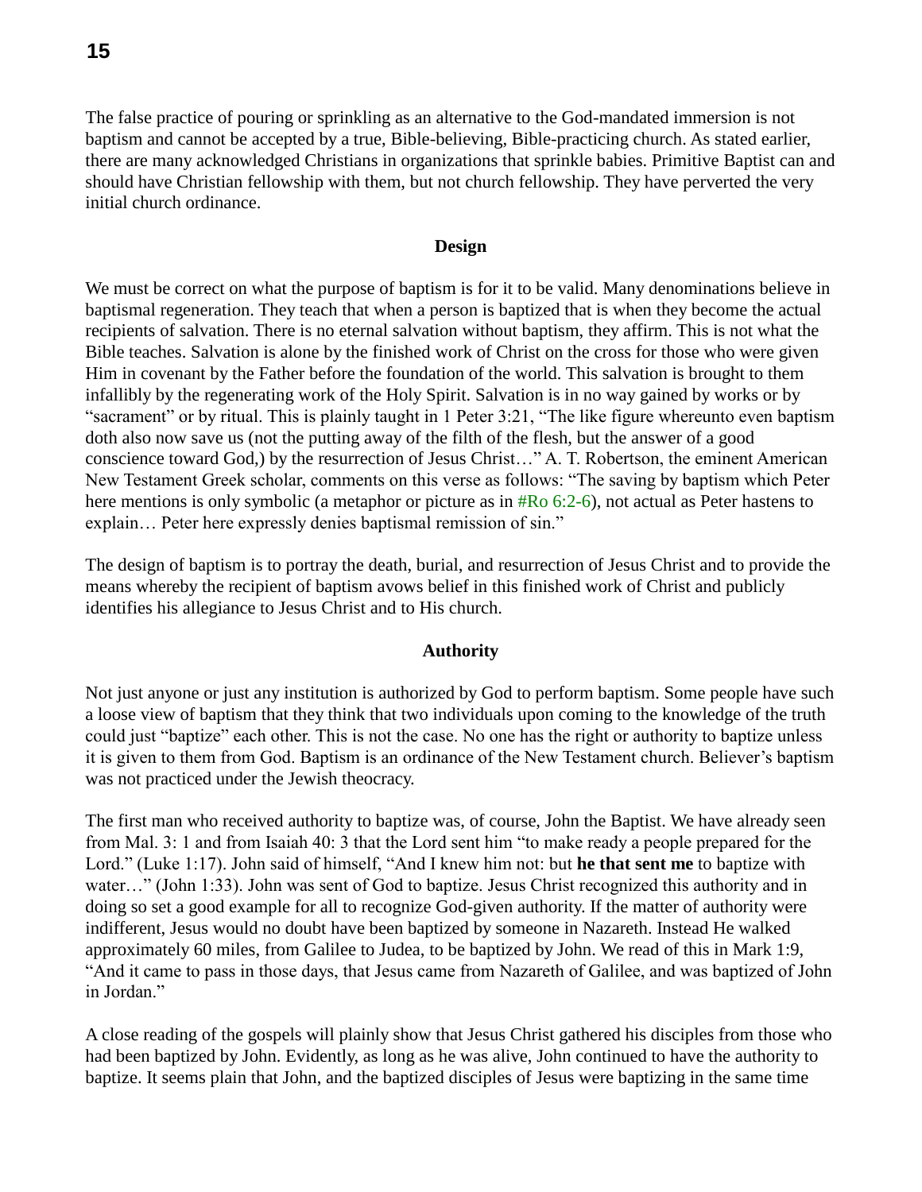The false practice of pouring or sprinkling as an alternative to the God-mandated immersion is not baptism and cannot be accepted by a true, Bible-believing, Bible-practicing church. As stated earlier, there are many acknowledged Christians in organizations that sprinkle babies. Primitive Baptist can and should have Christian fellowship with them, but not church fellowship. They have perverted the very initial church ordinance.

**Design**

We must be correct on what the purpose of baptism is for it to be valid. Many denominations believe in baptismal regeneration. They teach that when a person is baptized that is when they become the actual recipients of salvation. There is no eternal salvation without baptism, they affirm. This is not what the Bible teaches. Salvation is alone by the finished work of Christ on the cross for those who were given Him in covenant by the Father before the foundation of the world. This salvation is brought to them infallibly by the regenerating work of the Holy Spirit. Salvation is in no way gained by works or by "sacrament" or by ritual. This is plainly taught in 1 Peter 3:21, "The like figure whereunto even baptism doth also now save us (not the putting away of the filth of the flesh, but the answer of a good conscience toward God,) by the resurrection of Jesus Christ…" A. T. Robertson, the eminent American New Testament Greek scholar, comments on this verse as follows: "The saving by baptism which Peter here mentions is only symbolic (a metaphor or picture as in #Ro 6:2-6), not actual as Peter hastens to explain… Peter here expressly denies baptismal remission of sin."

The design of baptism is to portray the death, burial, and resurrection of Jesus Christ and to provide the means whereby the recipient of baptism avows belief in this finished work of Christ and publicly identifies his allegiance to Jesus Christ and to His church.

**Authority**

Not just anyone or just any institution is authorized by God to perform baptism. Some people have such a loose view of baptism that they think that two individuals upon coming to the knowledge of the truth could just "baptize" each other. This is not the case. No one has the right or authority to baptize unless it is given to them from God. Baptism is an ordinance of the New Testament church. Believer's baptism was not practiced under the Jewish theocracy.

The first man who received authority to baptize was, of course, John the Baptist. We have already seen from Mal. 3: 1 and from Isaiah 40: 3 that the Lord sent him "to make ready a people prepared for the Lord." (Luke 1:17). John said of himself, "And I knew him not: but **he that sent me** to baptize with water…" (John 1:33). John was sent of God to baptize. Jesus Christ recognized this authority and in doing so set a good example for all to recognize God-given authority. If the matter of authority were indifferent, Jesus would no doubt have been baptized by someone in Nazareth. Instead He walked approximately 60 miles, from Galilee to Judea, to be baptized by John. We read of this in Mark 1:9, "And it came to pass in those days, that Jesus came from Nazareth of Galilee, and was baptized of John in Jordan."

A close reading of the gospels will plainly show that Jesus Christ gathered his disciples from those who had been baptized by John. Evidently, as long as he was alive, John continued to have the authority to baptize. It seems plain that John, and the baptized disciples of Jesus were baptizing in the same time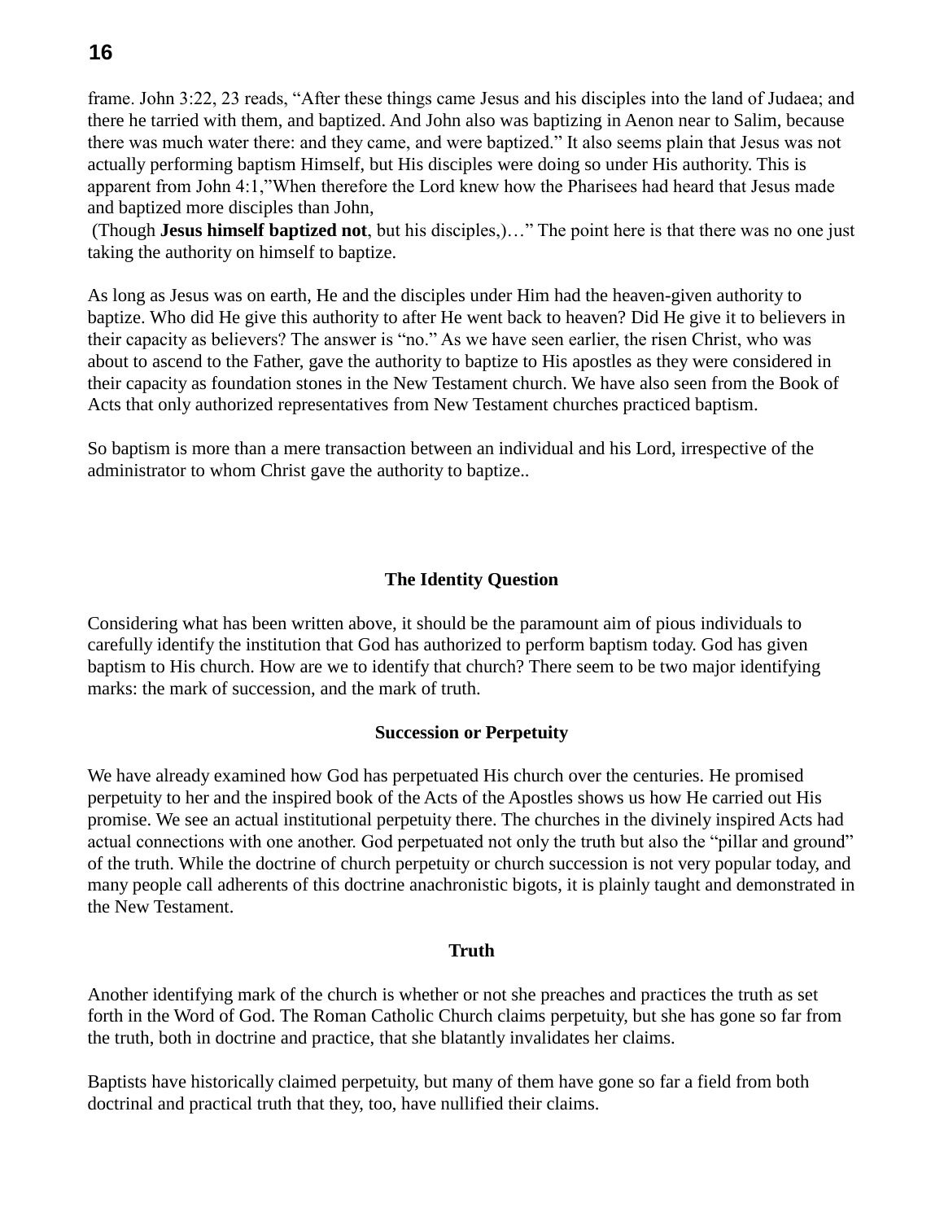frame. John 3:22, 23 reads, “After these things came Jesus and his disciples into the land of Judaea; and there he tarried with them, and baptized. And John also was baptizing in Aenon near to Salim, because there was much water there: and they came, and were baptized.” It also seems plain that Jesus was not actually performing baptism Himself, but His disciples were doing so under His authority. This is apparent from John 4:1,”When therefore the Lord knew how the Pharisees had heard that Jesus made and baptized more disciples than John,
 (Though **Jesus himself baptized not**, but his disciples,)…” The point here is that there was no one just taking the authority on himself to baptize.

As long as Jesus was on earth, He and the disciples under Him had the heaven-given authority to baptize. Who did He give this authority to after He went back to heaven? Did He give it to believers in their capacity as believers? The answer is “no.” As we have seen earlier, the risen Christ, who was about to ascend to the Father, gave the authority to baptize to His apostles as they were considered in their capacity as foundation stones in the New Testament church. We have also seen from the Book of Acts that only authorized representatives from New Testament churches practiced baptism.

So baptism is more than a mere transaction between an individual and his Lord, irrespective of the administrator to whom Christ gave the authority to baptize..

## The Identity Question

Considering what has been written above, it should be the paramount aim of pious individuals to carefully identify the institution that God has authorized to perform baptism today. God has given baptism to His church. How are we to identify that church? There seem to be two major identifying marks: the mark of succession, and the mark of truth.

### Succession or Perpetuity

We have already examined how God has perpetuated His church over the centuries. He promised perpetuity to her and the inspired book of the Acts of the Apostles shows us how He carried out His promise. We see an actual institutional perpetuity there. The churches in the divinely inspired Acts had actual connections with one another. God perpetuated not only the truth but also the “pillar and ground” of the truth. While the doctrine of church perpetuity or church succession is not very popular today, and many people call adherents of this doctrine anachronistic bigots, it is plainly taught and demonstrated in the New Testament.

### Truth

Another identifying mark of the church is whether or not she preaches and practices the truth as set forth in the Word of God. The Roman Catholic Church claims perpetuity, but she has gone so far from the truth, both in doctrine and practice, that she blatantly invalidates her claims.

Baptists have historically claimed perpetuity, but many of them have gone so far a field from both doctrinal and practical truth that they, too, have nullified their claims.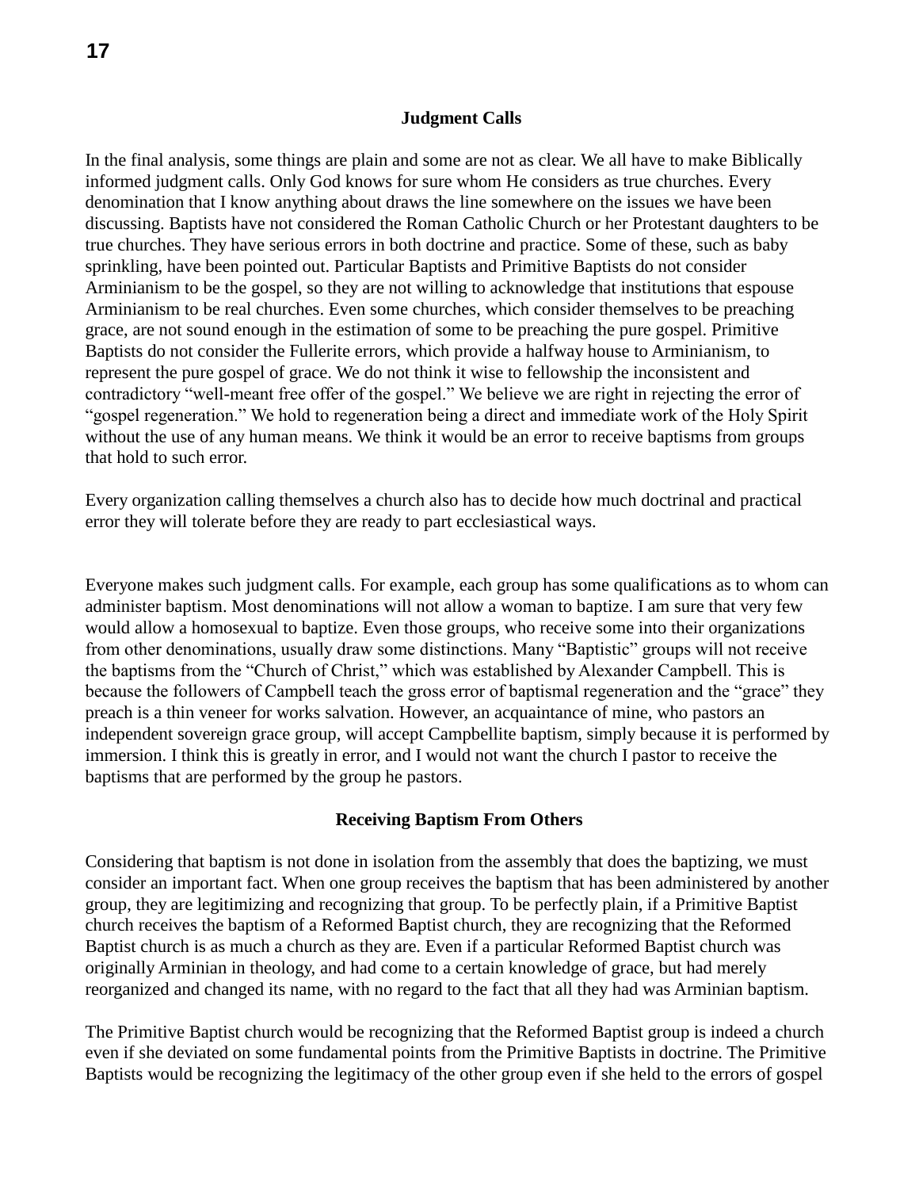## Judgment Calls

In the final analysis, some things are plain and some are not as clear. We all have to make Biblically informed judgment calls. Only God knows for sure whom He considers as true churches. Every denomination that I know anything about draws the line somewhere on the issues we have been discussing. Baptists have not considered the Roman Catholic Church or her Protestant daughters to be true churches. They have serious errors in both doctrine and practice. Some of these, such as baby sprinkling, have been pointed out. Particular Baptists and Primitive Baptists do not consider Arminianism to be the gospel, so they are not willing to acknowledge that institutions that espouse Arminianism to be real churches. Even some churches, which consider themselves to be preaching grace, are not sound enough in the estimation of some to be preaching the pure gospel. Primitive Baptists do not consider the Fullerite errors, which provide a halfway house to Arminianism, to represent the pure gospel of grace. We do not think it wise to fellowship the inconsistent and contradictory "well-meant free offer of the gospel." We believe we are right in rejecting the error of "gospel regeneration." We hold to regeneration being a direct and immediate work of the Holy Spirit without the use of any human means. We think it would be an error to receive baptisms from groups that hold to such error.

Every organization calling themselves a church also has to decide how much doctrinal and practical error they will tolerate before they are ready to part ecclesiastical ways.

Everyone makes such judgment calls. For example, each group has some qualifications as to whom can administer baptism. Most denominations will not allow a woman to baptize. I am sure that very few would allow a homosexual to baptize. Even those groups, who receive some into their organizations from other denominations, usually draw some distinctions. Many "Baptistic" groups will not receive the baptisms from the "Church of Christ," which was established by Alexander Campbell. This is because the followers of Campbell teach the gross error of baptismal regeneration and the "grace" they preach is a thin veneer for works salvation. However, an acquaintance of mine, who pastors an independent sovereign grace group, will accept Campbellite baptism, simply because it is performed by immersion. I think this is greatly in error, and I would not want the church I pastor to receive the baptisms that are performed by the group he pastors.

## Receiving Baptism From Others

Considering that baptism is not done in isolation from the assembly that does the baptizing, we must consider an important fact. When one group receives the baptism that has been administered by another group, they are legitimizing and recognizing that group. To be perfectly plain, if a Primitive Baptist church receives the baptism of a Reformed Baptist church, they are recognizing that the Reformed Baptist church is as much a church as they are. Even if a particular Reformed Baptist church was originally Arminian in theology, and had come to a certain knowledge of grace, but had merely reorganized and changed its name, with no regard to the fact that all they had was Arminian baptism.

The Primitive Baptist church would be recognizing that the Reformed Baptist group is indeed a church even if she deviated on some fundamental points from the Primitive Baptists in doctrine. The Primitive Baptists would be recognizing the legitimacy of the other group even if she held to the errors of gospel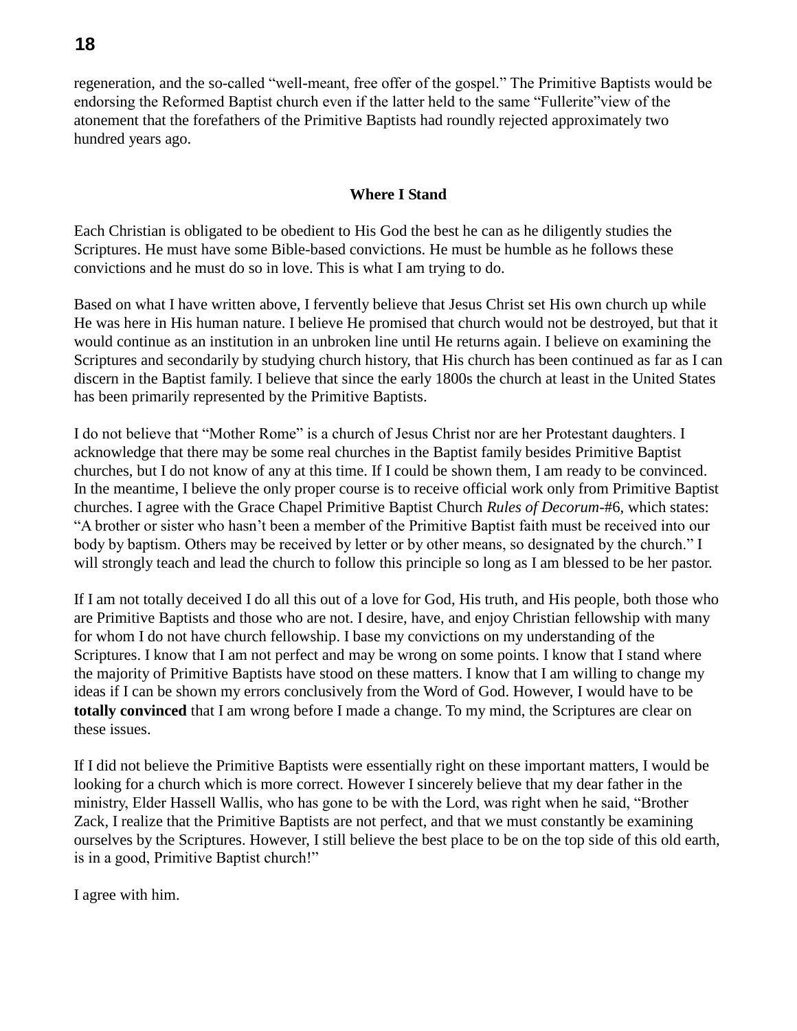regeneration, and the so-called "well-meant, free offer of the gospel." The Primitive Baptists would be endorsing the Reformed Baptist church even if the latter held to the same "Fullerite"view of the atonement that the forefathers of the Primitive Baptists had roundly rejected approximately two hundred years ago.

## Where I Stand

Each Christian is obligated to be obedient to His God the best he can as he diligently studies the Scriptures. He must have some Bible-based convictions. He must be humble as he follows these convictions and he must do so in love. This is what I am trying to do.

Based on what I have written above, I fervently believe that Jesus Christ set His own church up while He was here in His human nature. I believe He promised that church would not be destroyed, but that it would continue as an institution in an unbroken line until He returns again. I believe on examining the Scriptures and secondarily by studying church history, that His church has been continued as far as I can discern in the Baptist family. I believe that since the early 1800s the church at least in the United States has been primarily represented by the Primitive Baptists.

I do not believe that "Mother Rome" is a church of Jesus Christ nor are her Protestant daughters. I acknowledge that there may be some real churches in the Baptist family besides Primitive Baptist churches, but I do not know of any at this time. If I could be shown them, I am ready to be convinced. In the meantime, I believe the only proper course is to receive official work only from Primitive Baptist churches. I agree with the Grace Chapel Primitive Baptist Church *Rules of Decorum*-#6, which states: "A brother or sister who hasn't been a member of the Primitive Baptist faith must be received into our body by baptism. Others may be received by letter or by other means, so designated by the church." I will strongly teach and lead the church to follow this principle so long as I am blessed to be her pastor.

If I am not totally deceived I do all this out of a love for God, His truth, and His people, both those who are Primitive Baptists and those who are not. I desire, have, and enjoy Christian fellowship with many for whom I do not have church fellowship. I base my convictions on my understanding of the Scriptures. I know that I am not perfect and may be wrong on some points. I know that I stand where the majority of Primitive Baptists have stood on these matters. I know that I am willing to change my ideas if I can be shown my errors conclusively from the Word of God. However, I would have to be **totally convinced** that I am wrong before I made a change. To my mind, the Scriptures are clear on these issues.

If I did not believe the Primitive Baptists were essentially right on these important matters, I would be looking for a church which is more correct. However I sincerely believe that my dear father in the ministry, Elder Hassell Wallis, who has gone to be with the Lord, was right when he said, "Brother Zack, I realize that the Primitive Baptists are not perfect, and that we must constantly be examining ourselves by the Scriptures. However, I still believe the best place to be on the top side of this old earth, is in a good, Primitive Baptist church!"

I agree with him.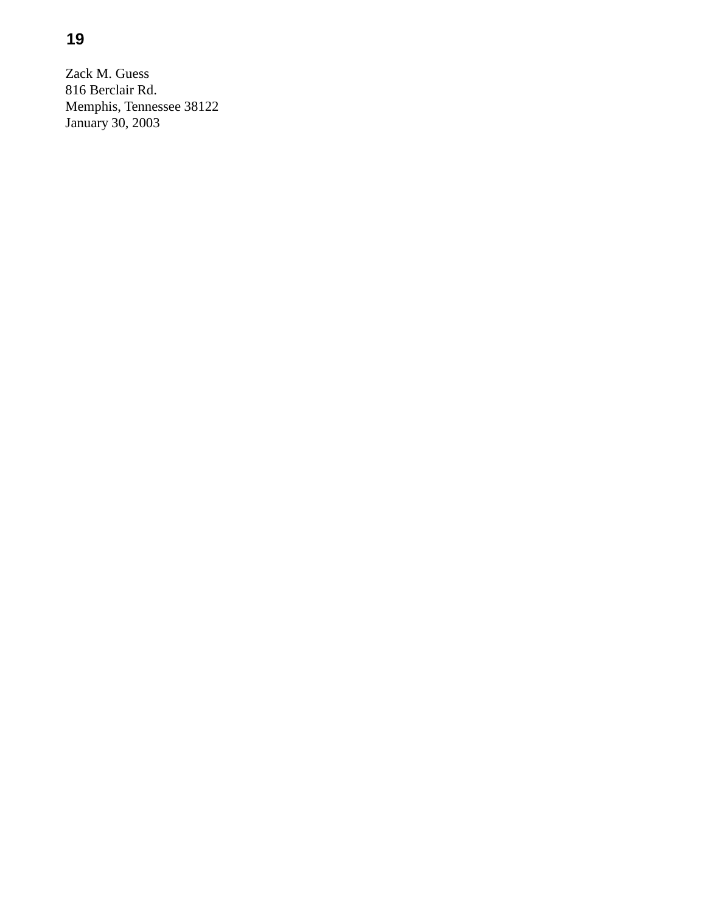Zack M. Guess
816 Berclair Rd.
Memphis, Tennessee 38122
January 30, 2003